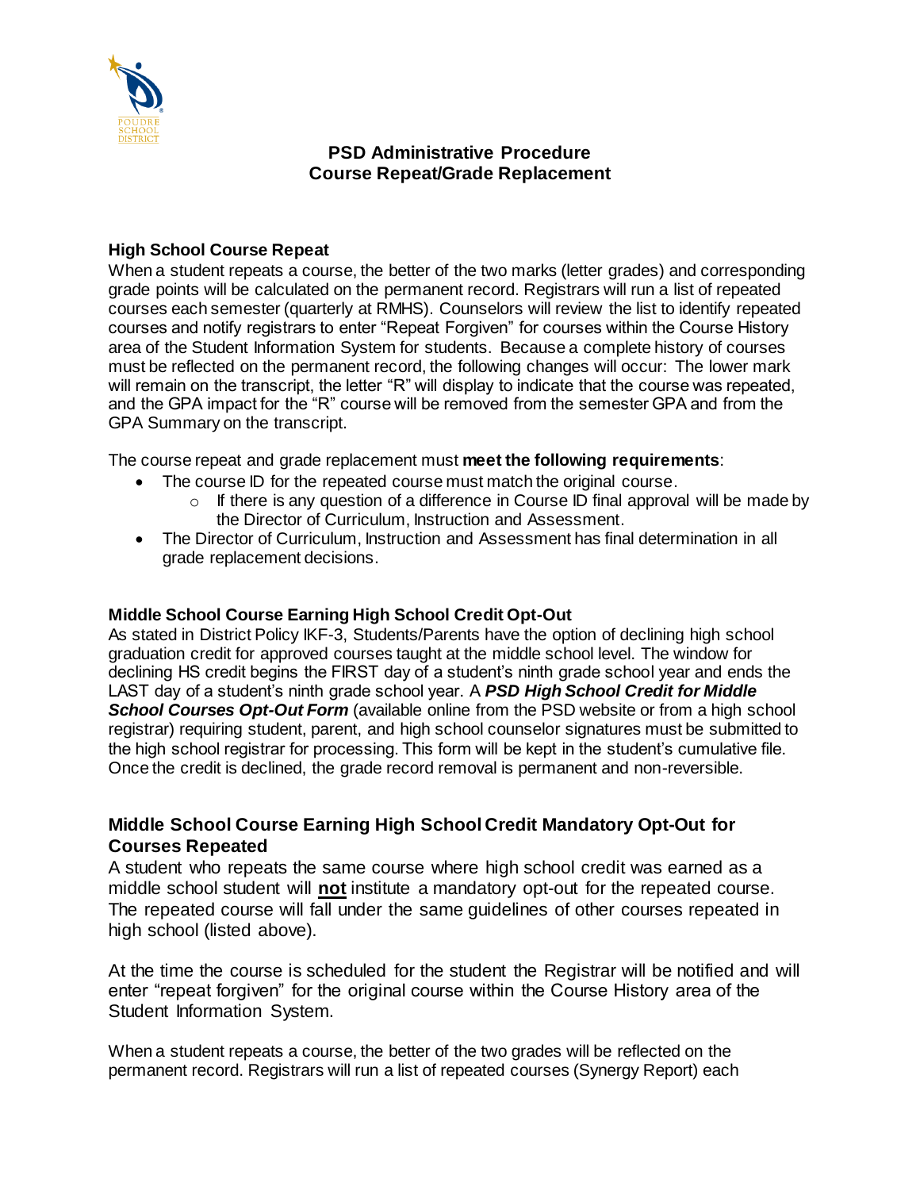# PSD Administrative Procedure
# Course Repeat/Grade Replacement

### High School Course Repeat

When a student repeats a course, the better of the two marks (letter grades) and corresponding grade points will be calculated on the permanent record. Registrars will run a list of repeated courses each semester (quarterly at RMHS). Counselors will review the list to identify repeated courses and notify registrars to enter "Repeat Forgiven" for courses within the Course History area of the Student Information System for students. Because a complete history of courses must be reflected on the permanent record, the following changes will occur: The lower mark will remain on the transcript, the letter "R" will display to indicate that the course was repeated, and the GPA impact for the "R" course will be removed from the semester GPA and from the GPA Summary on the transcript.

The course repeat and grade replacement must **meet the following requirements**:

- The course ID for the repeated course must match the original course.
  - If there is any question of a difference in Course ID final approval will be made by the Director of Curriculum, Instruction and Assessment.
- The Director of Curriculum, Instruction and Assessment has final determination in all grade replacement decisions.

### Middle School Course Earning High School Credit Opt-Out

As stated in District Policy IKF-3, Students/Parents have the option of declining high school graduation credit for approved courses taught at the middle school level. The window for declining HS credit begins the FIRST day of a student's ninth grade school year and ends the LAST day of a student's ninth grade school year. A ***PSD High School Credit for Middle School Courses Opt-Out Form*** (available online from the PSD website or from a high school registrar) requiring student, parent, and high school counselor signatures must be submitted to the high school registrar for processing. This form will be kept in the student's cumulative file. Once the credit is declined, the grade record removal is permanent and non-reversible.

### Middle School Course Earning High School Credit Mandatory Opt-Out for Courses Repeated

A student who repeats the same course where high school credit was earned as a middle school student will **not** institute a mandatory opt-out for the repeated course. The repeated course will fall under the same guidelines of other courses repeated in high school (listed above).

At the time the course is scheduled for the student the Registrar will be notified and will enter "repeat forgiven" for the original course within the Course History area of the Student Information System.

When a student repeats a course, the better of the two grades will be reflected on the permanent record. Registrars will run a list of repeated courses (Synergy Report) each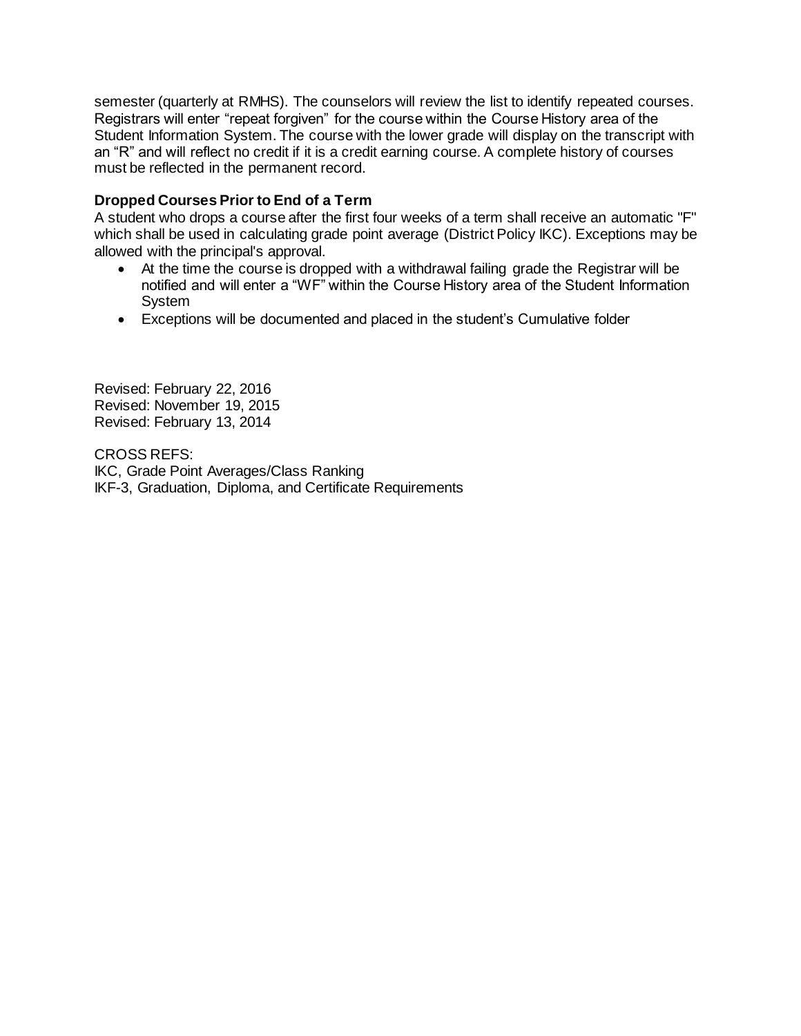semester (quarterly at RMHS). The counselors will review the list to identify repeated courses. Registrars will enter "repeat forgiven" for the course within the Course History area of the Student Information System. The course with the lower grade will display on the transcript with an "R" and will reflect no credit if it is a credit earning course. A complete history of courses must be reflected in the permanent record.

**Dropped Courses Prior to End of a Term**

A student who drops a course after the first four weeks of a term shall receive an automatic "F" which shall be used in calculating grade point average (District Policy IKC). Exceptions may be allowed with the principal's approval.

- At the time the course is dropped with a withdrawal failing grade the Registrar will be notified and will enter a "WF" within the Course History area of the Student Information System
- Exceptions will be documented and placed in the student's Cumulative folder

Revised: February 22, 2016
Revised: November 19, 2015
Revised: February 13, 2014

CROSS REFS:
IKC, Grade Point Averages/Class Ranking
IKF-3, Graduation, Diploma, and Certificate Requirements